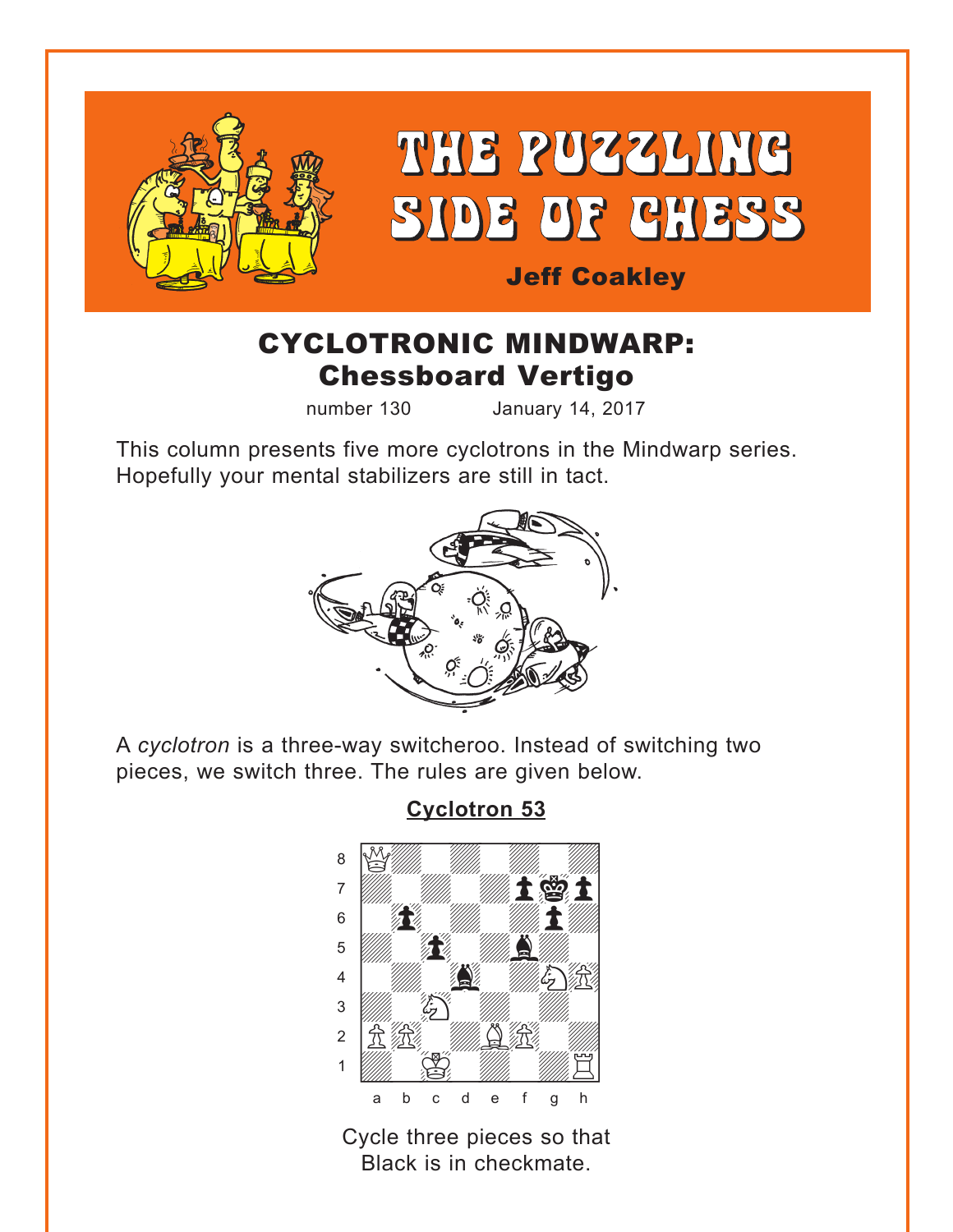# THE PUZZLING SIDE OF CHESS

**Jeff Coakley**

## CYCLOTRONIC MINDWARP: Chessboard Vertigo

number 130 January 14, 2017

This column presents five more cyclotrons in the Mindwarp series. Hopefully your mental stabilizers are still in tact.

A *cyclotron* is a three-way switcheroo. Instead of switching two pieces, we switch three. The rules are given below.

### Cyclotron 53

Cycle three pieces so that Black is in checkmate.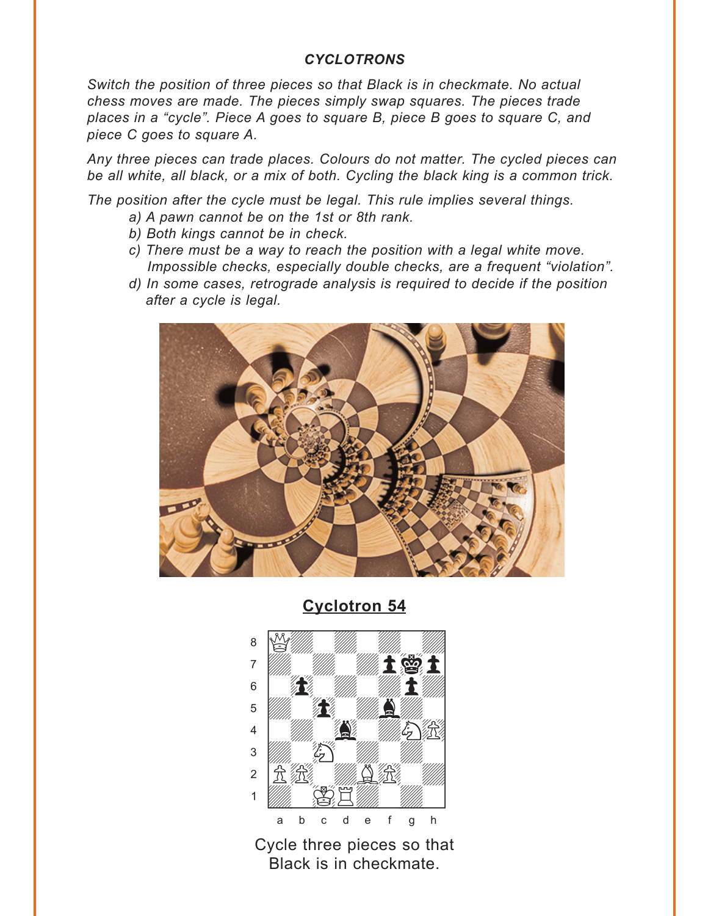***CYCLOTRONS***

*Switch the position of three pieces so that Black is in checkmate. No actual chess moves are made. The pieces simply swap squares. The pieces trade places in a "cycle". Piece A goes to square B, piece B goes to square C, and piece C goes to square A.*

*Any three pieces can trade places. Colours do not matter. The cycled pieces can be all white, all black, or a mix of both. Cycling the black king is a common trick.*

*The position after the cycle must be legal. This rule implies several things.*

- *a) A pawn cannot be on the 1st or 8th rank.*
- *b) Both kings cannot be in check.*
- *c) There must be a way to reach the position with a legal white move. Impossible checks, especially double checks, are a frequent "violation".*
- *d) In some cases, retrograde analysis is required to decide if the position after a cycle is legal.*

## Cyclotron 54

Cycle three pieces so that Black is in checkmate.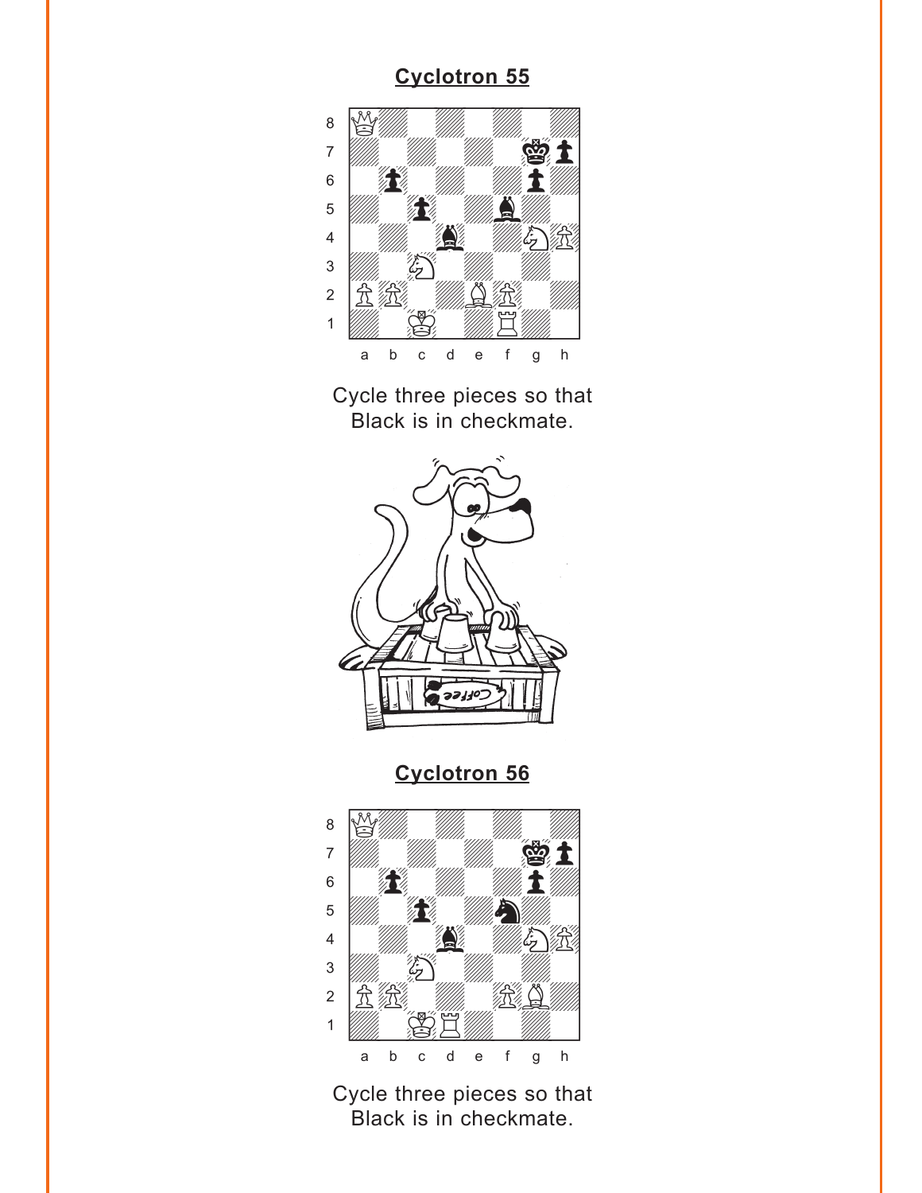## Cyclotron 55

Cycle three pieces so that Black is in checkmate.

## Cyclotron 56

Cycle three pieces so that Black is in checkmate.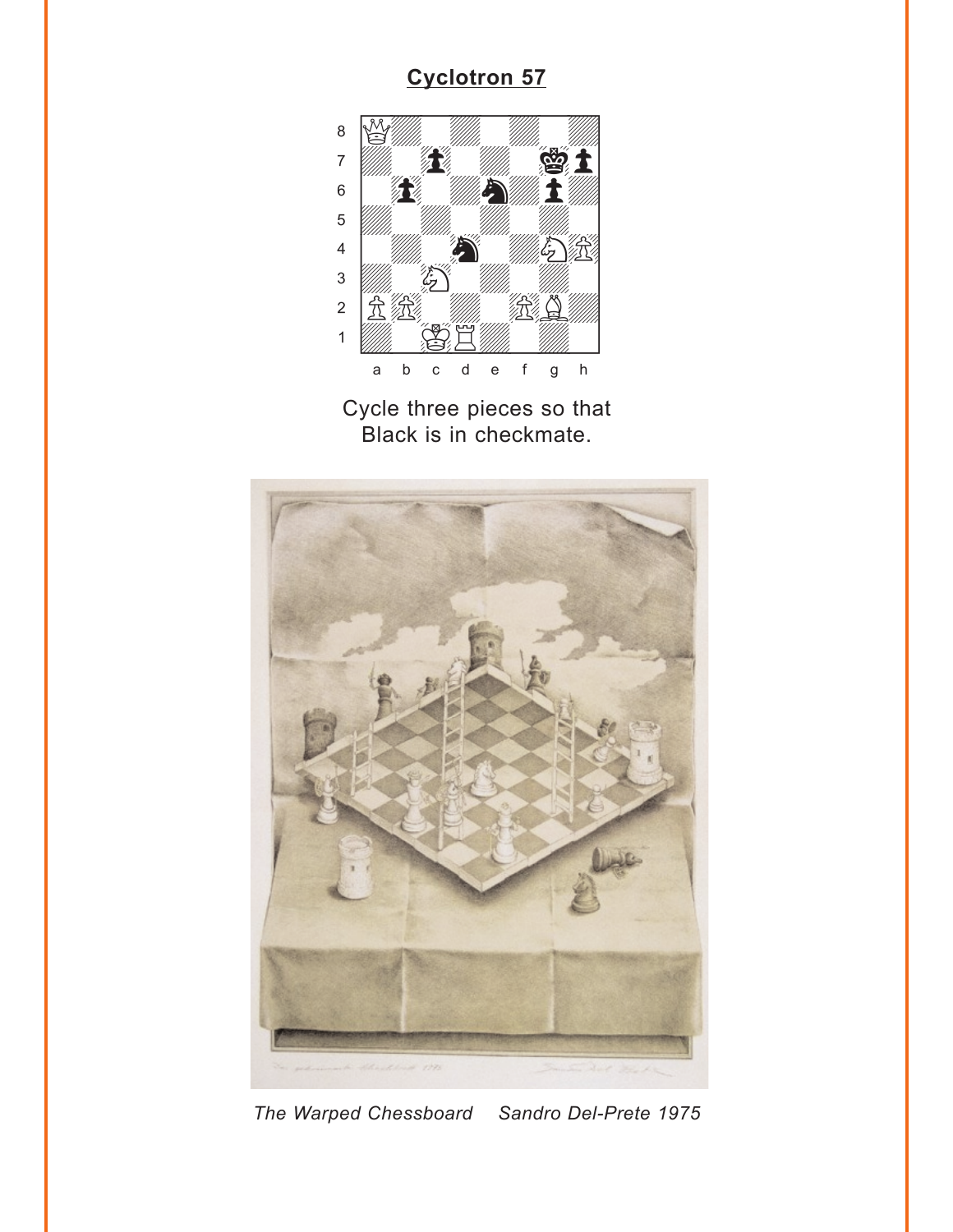## Cyclotron 57

Cycle three pieces so that Black is in checkmate.

*The Warped Chessboard     Sandro Del-Prete 1975*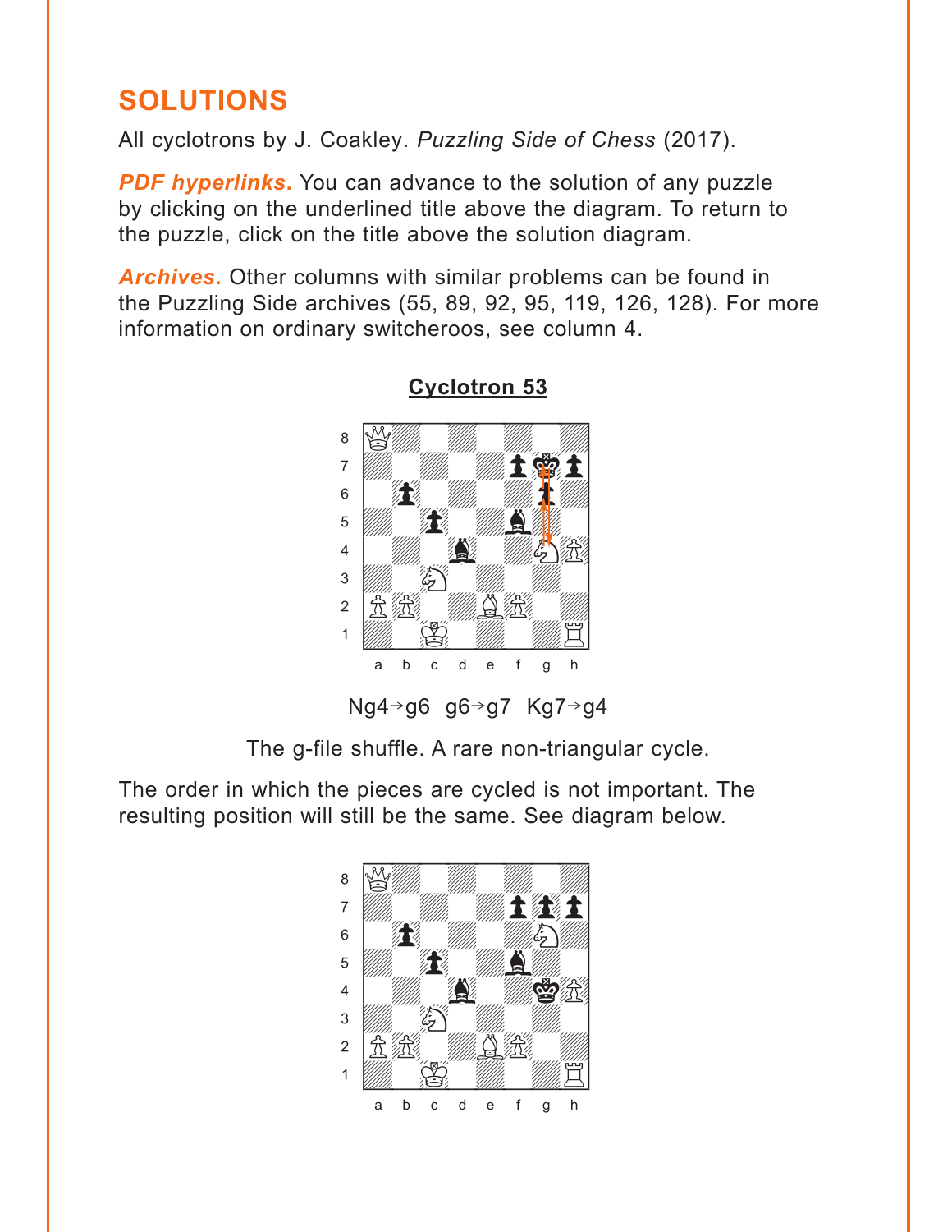## SOLUTIONS

All cyclotrons by J. Coakley. *Puzzling Side of Chess* (2017).

***PDF hyperlinks.*** You can advance to the solution of any puzzle by clicking on the underlined title above the diagram. To return to the puzzle, click on the title above the solution diagram.

***Archives.*** Other columns with similar problems can be found in the Puzzling Side archives (55, 89, 92, 95, 119, 126, 128). For more information on ordinary switcheroos, see column 4.

### Cyclotron 53

Ng4→g6 g6→g7 Kg7→g4

The g-file shuffle. A rare non-triangular cycle.

The order in which the pieces are cycled is not important. The resulting position will still be the same. See diagram below.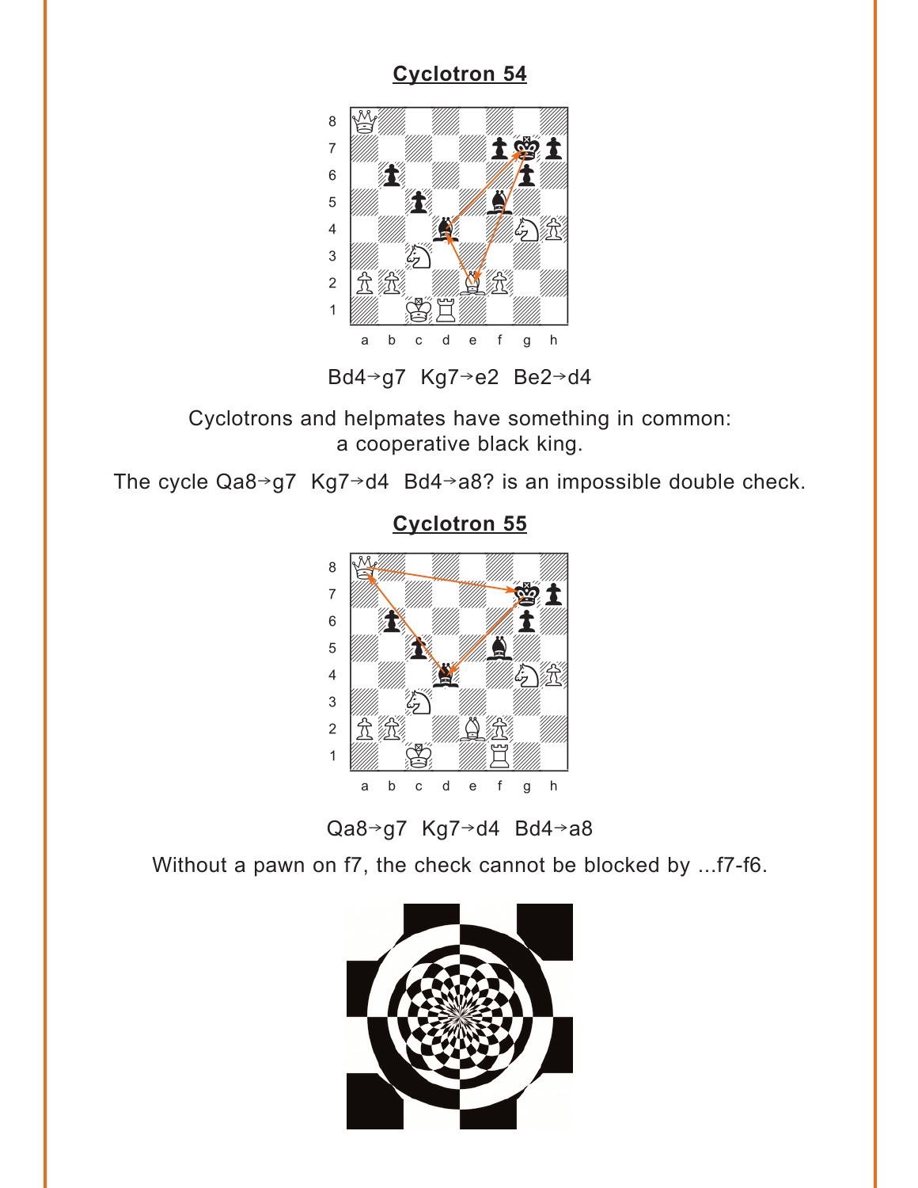## Cyclotron 54

Bd4→g7  Kg7→e2  Be2→d4

Cyclotrons and helpmates have something in common:
a cooperative black king.

The cycle Qa8→g7  Kg7→d4  Bd4→a8? is an impossible double check.

## Cyclotron 55

Qa8→g7  Kg7→d4  Bd4→a8

Without a pawn on f7, the check cannot be blocked by ...f7-f6.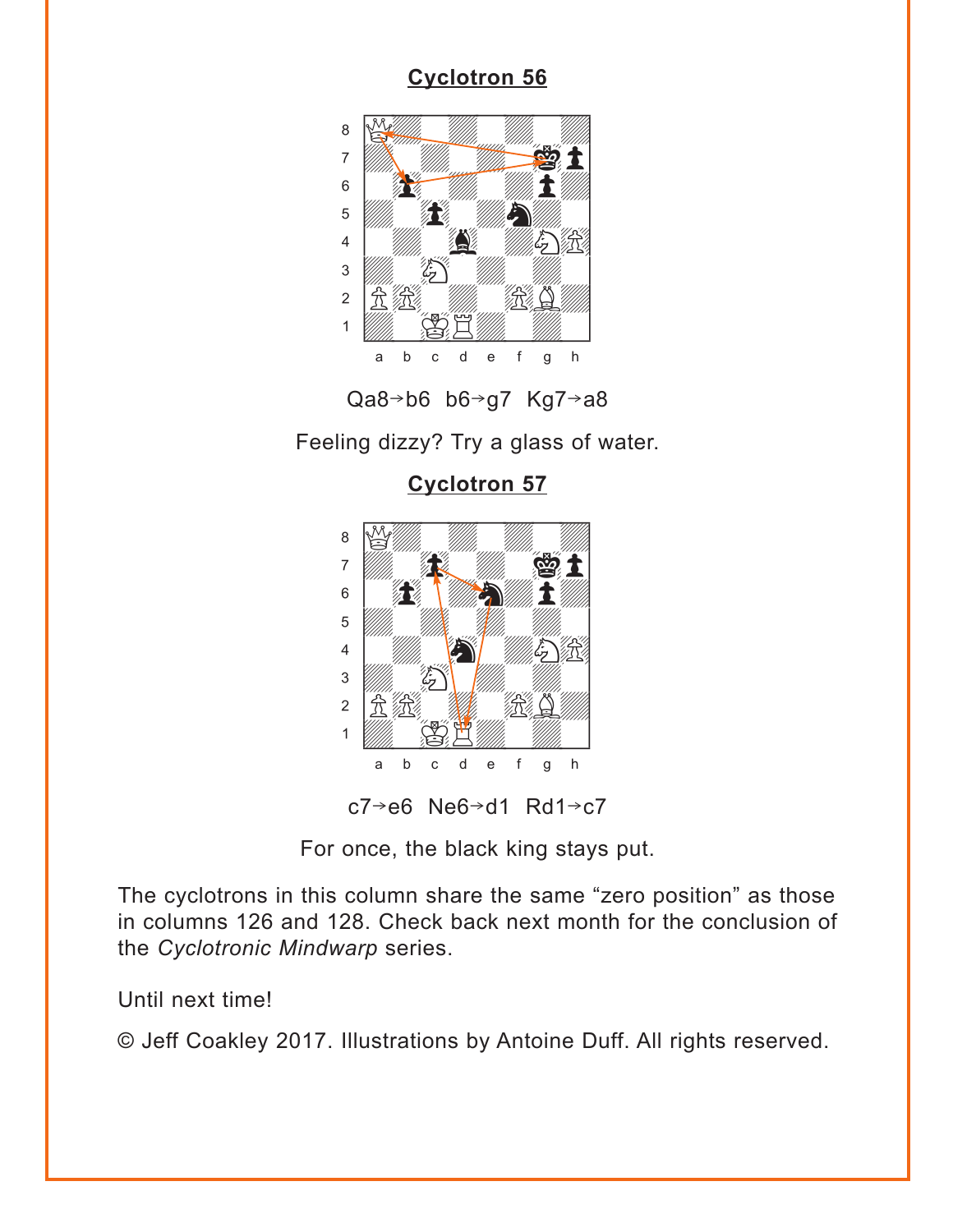**Cyclotron 56**

Qa8→b6  b6→g7  Kg7→a8

Feeling dizzy? Try a glass of water.

**Cyclotron 57**

c7→e6  Ne6→d1  Rd1→c7

For once, the black king stays put.

The cyclotrons in this column share the same “zero position” as those in columns 126 and 128. Check back next month for the conclusion of the *Cyclotronic Mindwarp* series.

Until next time!

© Jeff Coakley 2017. Illustrations by Antoine Duff. All rights reserved.